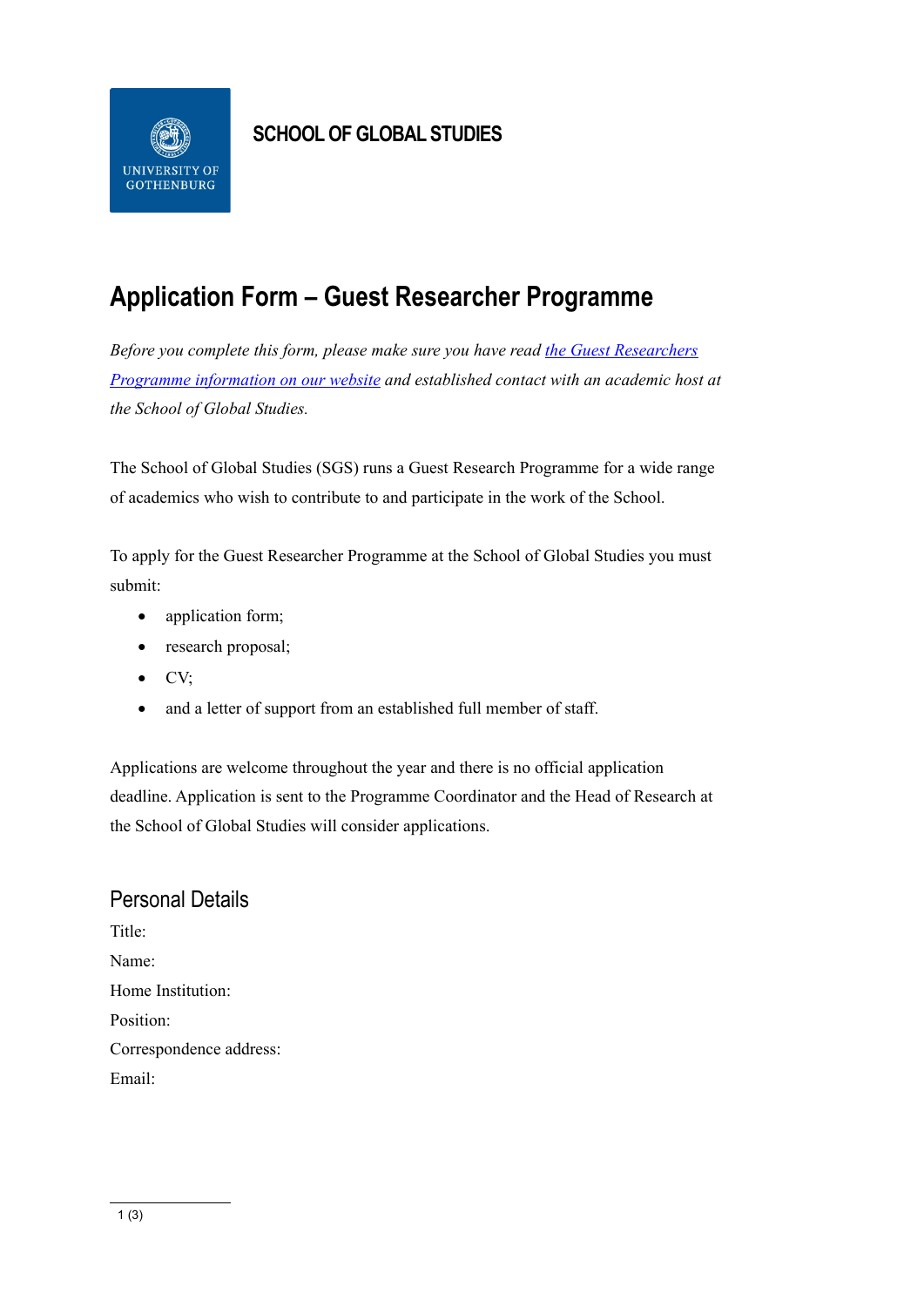**SCHOOL OF GLOBAL STUDIES**

# Application Form – Guest Researcher Programme

*Before you complete this form, please make sure you have read [the Guest Researchers Programme information on our website]() and established contact with an academic host at the School of Global Studies.*

The School of Global Studies (SGS) runs a Guest Research Programme for a wide range of academics who wish to contribute to and participate in the work of the School.

To apply for the Guest Researcher Programme at the School of Global Studies you must submit:

- application form;
- research proposal;
- CV;
- and a letter of support from an established full member of staff.

Applications are welcome throughout the year and there is no official application deadline. Application is sent to the Programme Coordinator and the Head of Research at the School of Global Studies will consider applications.

## Personal Details

Title:

Name:

Home Institution:

Position:

Correspondence address:

Email: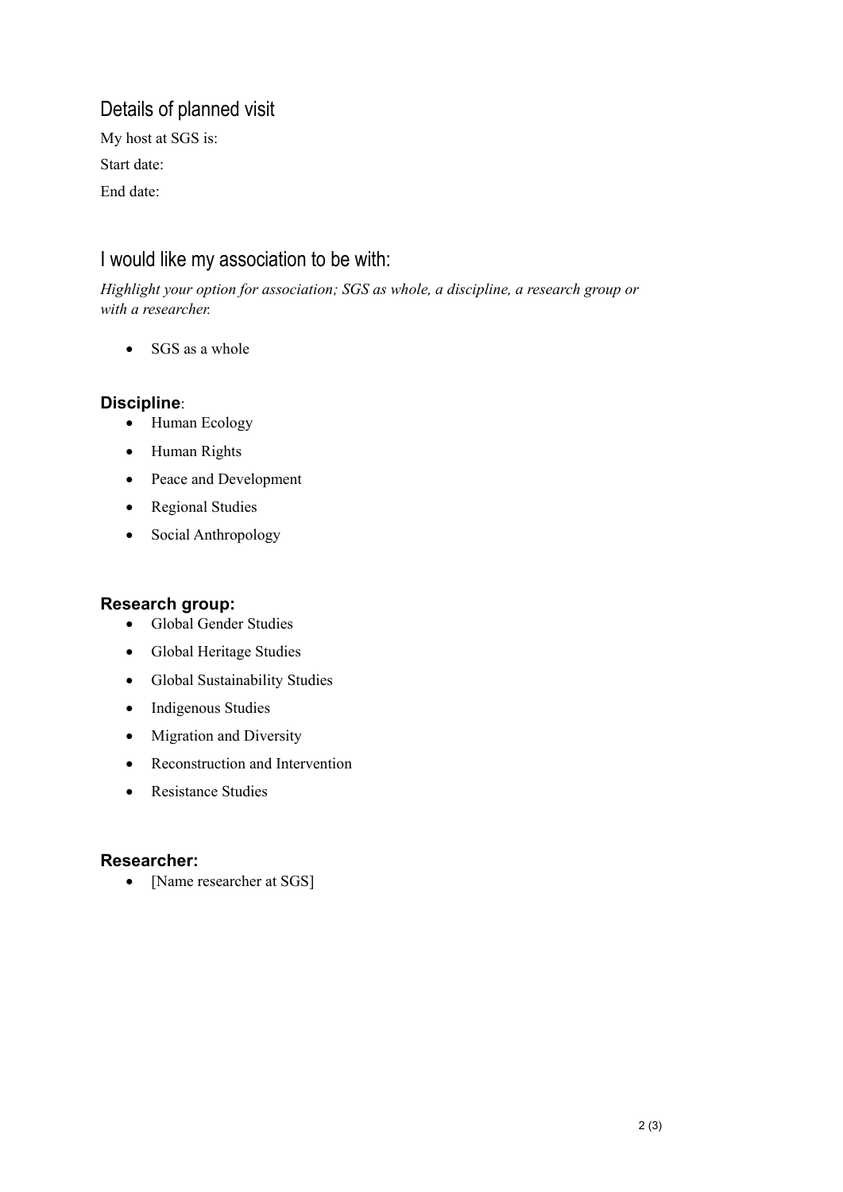## Details of planned visit

My host at SGS is:

Start date:

End date:

## I would like my association to be with:

*Highlight your option for association; SGS as whole, a discipline, a research group or with a researcher.*

- SGS as a whole

### **Discipline**:

- Human Ecology
- Human Rights
- Peace and Development
- Regional Studies
- Social Anthropology

### **Research group:**

- Global Gender Studies
- Global Heritage Studies
- Global Sustainability Studies
- Indigenous Studies
- Migration and Diversity
- Reconstruction and Intervention
- Resistance Studies

### **Researcher:**

- [Name researcher at SGS]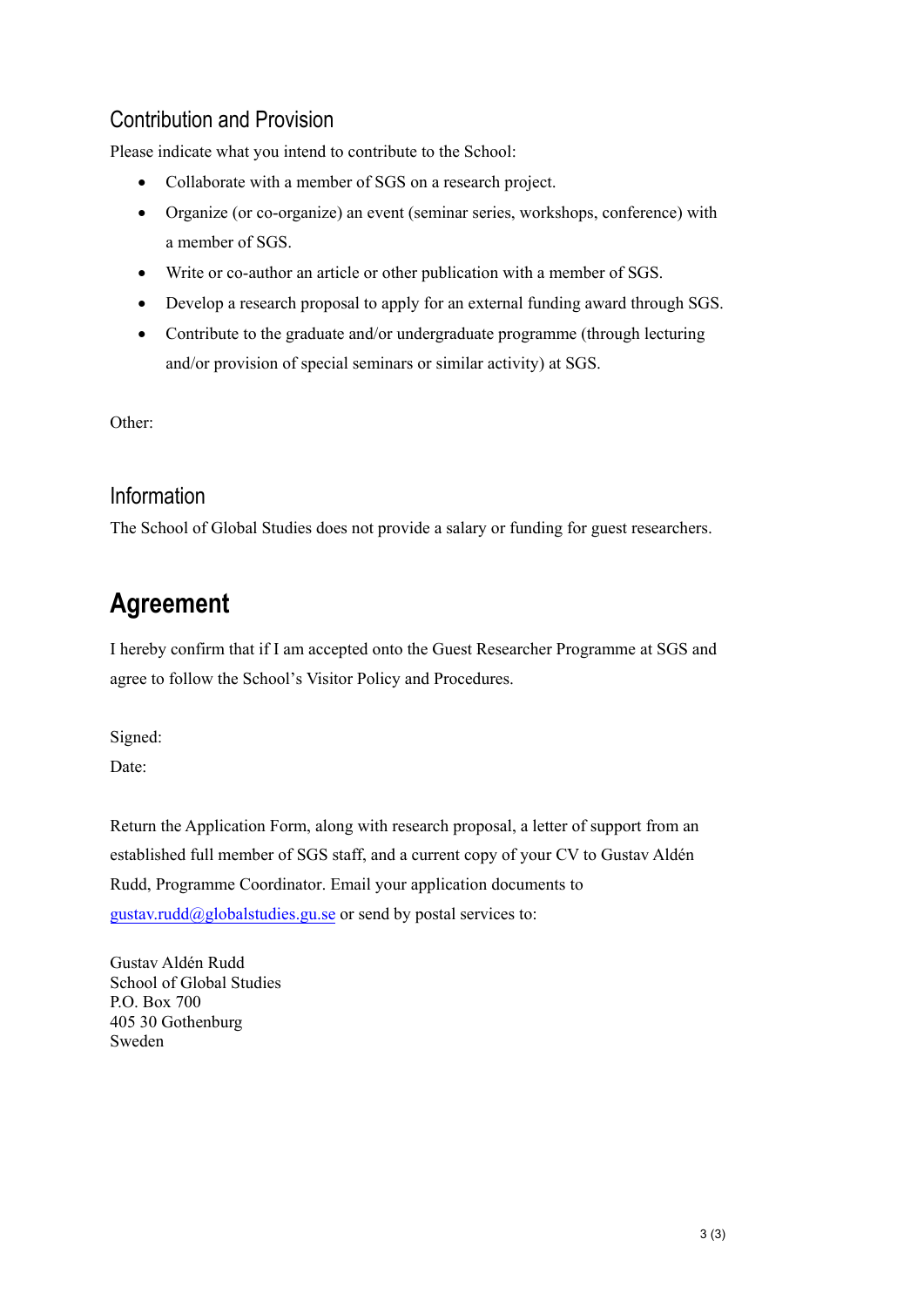## Contribution and Provision

Please indicate what you intend to contribute to the School:

- Collaborate with a member of SGS on a research project.
- Organize (or co-organize) an event (seminar series, workshops, conference) with a member of SGS.
- Write or co-author an article or other publication with a member of SGS.
- Develop a research proposal to apply for an external funding award through SGS.
- Contribute to the graduate and/or undergraduate programme (through lecturing and/or provision of special seminars or similar activity) at SGS.

Other:

## Information

The School of Global Studies does not provide a salary or funding for guest researchers.

# Agreement

I hereby confirm that if I am accepted onto the Guest Researcher Programme at SGS and agree to follow the School's Visitor Policy and Procedures.

Signed:

Date:

Return the Application Form, along with research proposal, a letter of support from an established full member of SGS staff, and a current copy of your CV to Gustav Aldén Rudd, Programme Coordinator. Email your application documents to gustav.rudd@globalstudies.gu.se or send by postal services to:

Gustav Aldén Rudd
School of Global Studies
P.O. Box 700
405 30 Gothenburg
Sweden